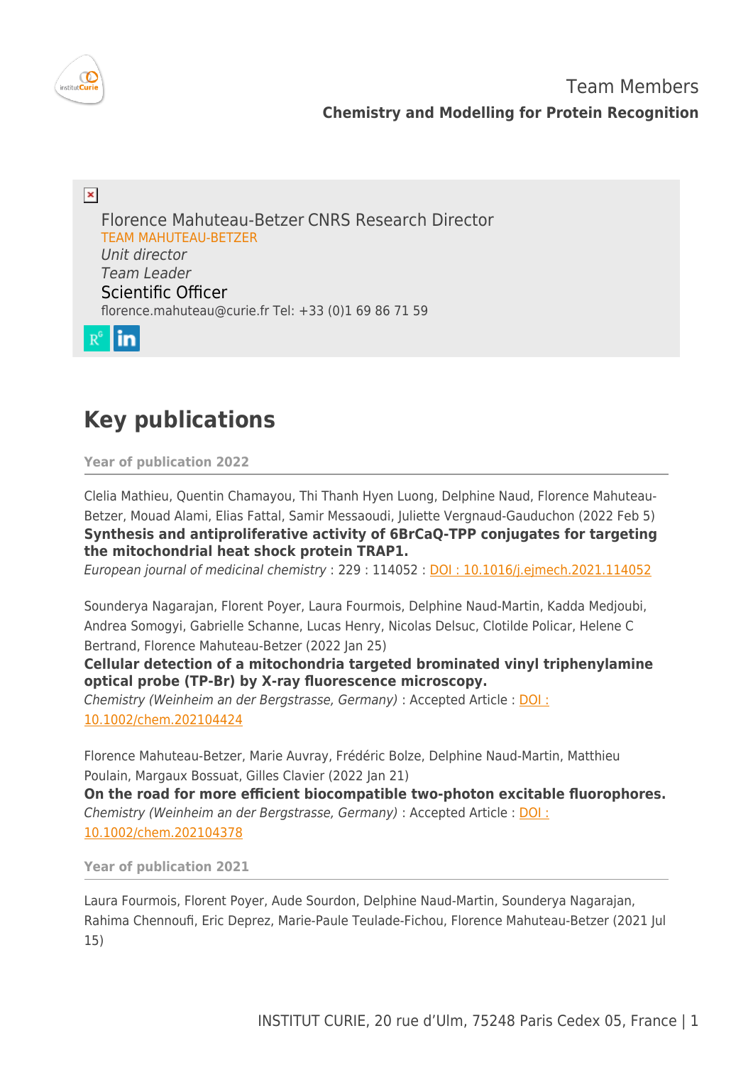Team Members

**Chemistry and Modelling for Protein Recognition**

Florence Mahuteau-Betzer CNRS Research Director
TEAM MAHUTEAU-BETZER
*Unit director*
*Team Leader*
Scientific Officer
florence.mahuteau@curie.fr Tel: +33 (0)1 69 86 71 59

# Key publications

**Year of publication 2022**

Clelia Mathieu, Quentin Chamayou, Thi Thanh Hyen Luong, Delphine Naud, Florence Mahuteau-Betzer, Mouad Alami, Elias Fattal, Samir Messaoudi, Juliette Vergnaud-Gauduchon (2022 Feb 5)
**Synthesis and antiproliferative activity of 6BrCaQ-TPP conjugates for targeting the mitochondrial heat shock protein TRAP1.**
*European journal of medicinal chemistry* : 229 : 114052 : DOI : 10.1016/j.ejmech.2021.114052

Sounderya Nagarajan, Florent Poyer, Laura Fourmois, Delphine Naud-Martin, Kadda Medjoubi, Andrea Somogyi, Gabrielle Schanne, Lucas Henry, Nicolas Delsuc, Clotilde Policar, Helene C Bertrand, Florence Mahuteau-Betzer (2022 Jan 25)
**Cellular detection of a mitochondria targeted brominated vinyl triphenylamine optical probe (TP-Br) by X-ray fluorescence microscopy.**
*Chemistry (Weinheim an der Bergstrasse, Germany)* : Accepted Article : DOI : 10.1002/chem.202104424

Florence Mahuteau-Betzer, Marie Auvray, Frédéric Bolze, Delphine Naud-Martin, Matthieu Poulain, Margaux Bossuat, Gilles Clavier (2022 Jan 21)
**On the road for more efficient biocompatible two-photon excitable fluorophores.**
*Chemistry (Weinheim an der Bergstrasse, Germany)* : Accepted Article : DOI : 10.1002/chem.202104378

**Year of publication 2021**

Laura Fourmois, Florent Poyer, Aude Sourdon, Delphine Naud-Martin, Sounderya Nagarajan, Rahima Chennoufi, Eric Deprez, Marie-Paule Teulade-Fichou, Florence Mahuteau-Betzer (2021 Jul 15)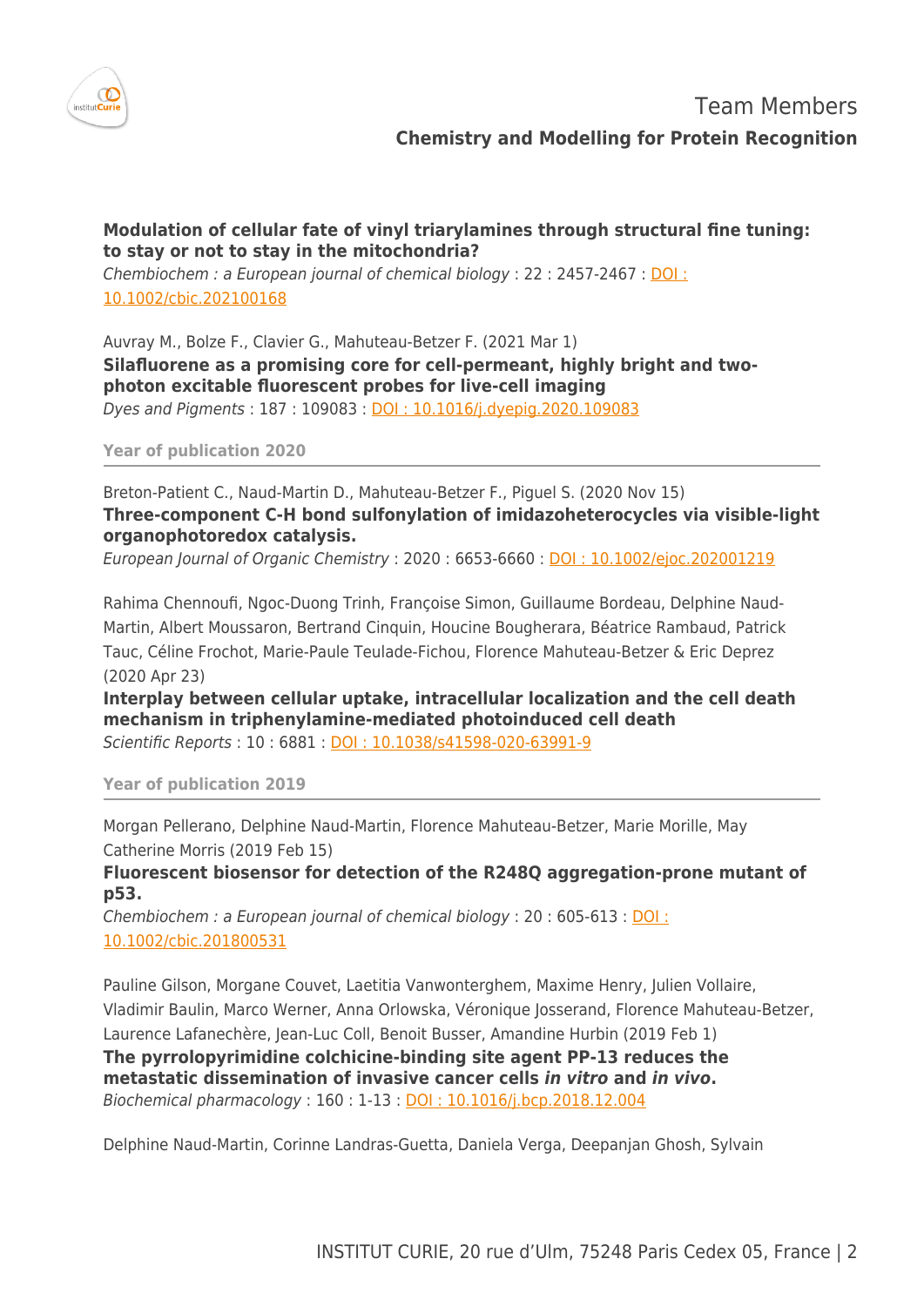**Modulation of cellular fate of vinyl triarylamines through structural fine tuning: to stay or not to stay in the mitochondria?**
*Chembiochem : a European journal of chemical biology* : 22 : 2457-2467 : [DOI : 10.1002/cbic.202100168](https://doi.org/10.1002/cbic.202100168)

Auvray M., Bolze F., Clavier G., Mahuteau-Betzer F. (2021 Mar 1)
**Silafluorene as a promising core for cell-permeant, highly bright and two-photon excitable fluorescent probes for live-cell imaging**
*Dyes and Pigments* : 187 : 109083 : [DOI : 10.1016/j.dyepig.2020.109083](https://doi.org/10.1016/j.dyepig.2020.109083)

#### Year of publication 2020

Breton-Patient C., Naud-Martin D., Mahuteau-Betzer F., Piguel S. (2020 Nov 15)
**Three-component C-H bond sulfonylation of imidazoheterocycles via visible-light organophotoredox catalysis.**
*European Journal of Organic Chemistry* : 2020 : 6653-6660 : [DOI : 10.1002/ejoc.202001219](https://doi.org/10.1002/ejoc.202001219)

Rahima Chennoufi, Ngoc-Duong Trinh, Françoise Simon, Guillaume Bordeau, Delphine Naud-Martin, Albert Moussaron, Bertrand Cinquin, Houcine Bougherara, Béatrice Rambaud, Patrick Tauc, Céline Frochot, Marie-Paule Teulade-Fichou, Florence Mahuteau-Betzer & Eric Deprez (2020 Apr 23)
**Interplay between cellular uptake, intracellular localization and the cell death mechanism in triphenylamine-mediated photoinduced cell death**
*Scientific Reports* : 10 : 6881 : [DOI : 10.1038/s41598-020-63991-9](https://doi.org/10.1038/s41598-020-63991-9)

#### Year of publication 2019

Morgan Pellerano, Delphine Naud-Martin, Florence Mahuteau-Betzer, Marie Morille, May Catherine Morris (2019 Feb 15)
**Fluorescent biosensor for detection of the R248Q aggregation-prone mutant of p53.**
*Chembiochem : a European journal of chemical biology* : 20 : 605-613 : [DOI : 10.1002/cbic.201800531](https://doi.org/10.1002/cbic.201800531)

Pauline Gilson, Morgane Couvet, Laetitia Vanwonterghem, Maxime Henry, Julien Vollaire, Vladimir Baulin, Marco Werner, Anna Orlowska, Véronique Josserand, Florence Mahuteau-Betzer, Laurence Lafanechère, Jean-Luc Coll, Benoit Busser, Amandine Hurbin (2019 Feb 1)
**The pyrrolopyrimidine colchicine-binding site agent PP-13 reduces the metastatic dissemination of invasive cancer cells *in vitro* and *in vivo*.**
*Biochemical pharmacology* : 160 : 1-13 : [DOI : 10.1016/j.bcp.2018.12.004](https://doi.org/10.1016/j.bcp.2018.12.004)

Delphine Naud-Martin, Corinne Landras-Guetta, Daniela Verga, Deepanjan Ghosh, Sylvain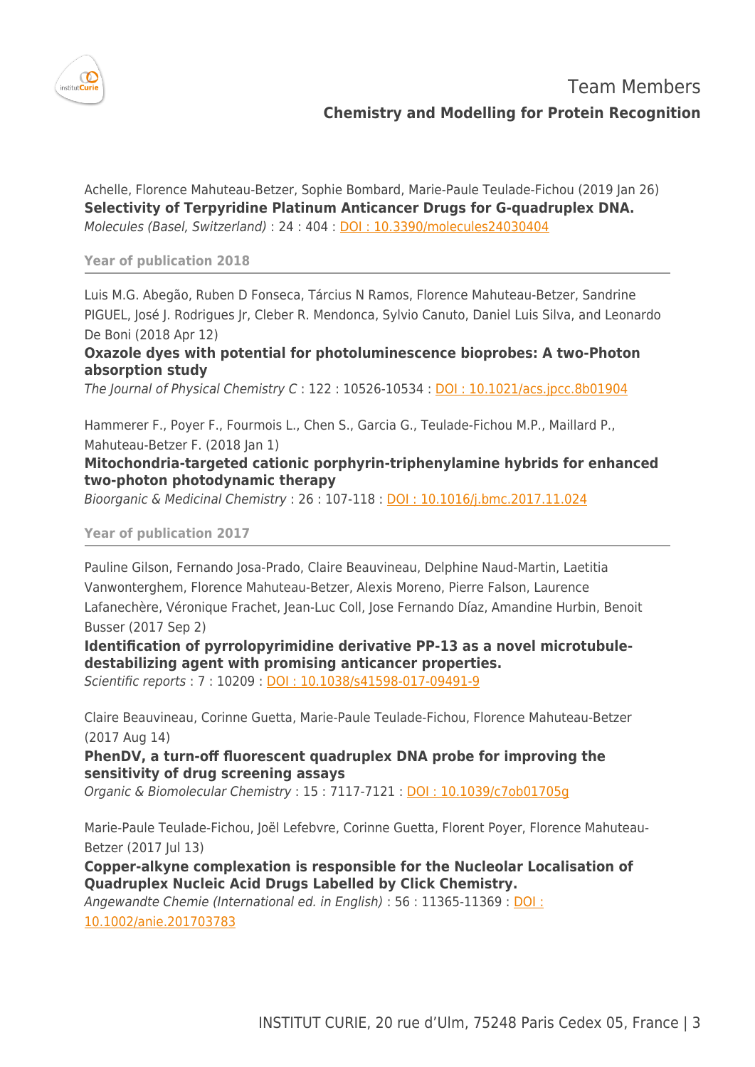Achelle, Florence Mahuteau-Betzer, Sophie Bombard, Marie-Paule Teulade-Fichou (2019 Jan 26)
**Selectivity of Terpyridine Platinum Anticancer Drugs for G-quadruplex DNA.**
*Molecules (Basel, Switzerland)* : 24 : 404 : [DOI : 10.3390/molecules24030404](https://doi.org/10.3390/molecules24030404)

### Year of publication 2018

Luis M.G. Abegão, Ruben D Fonseca, Tárcius N Ramos, Florence Mahuteau-Betzer, Sandrine PIGUEL, José J. Rodrigues Jr, Cleber R. Mendonca, Sylvio Canuto, Daniel Luis Silva, and Leonardo De Boni (2018 Apr 12)
**Oxazole dyes with potential for photoluminescence bioprobes: A two-Photon absorption study**
*The Journal of Physical Chemistry C* : 122 : 10526-10534 : [DOI : 10.1021/acs.jpcc.8b01904](https://doi.org/10.1021/acs.jpcc.8b01904)

Hammerer F., Poyer F., Fourmois L., Chen S., Garcia G., Teulade-Fichou M.P., Maillard P., Mahuteau-Betzer F. (2018 Jan 1)
**Mitochondria-targeted cationic porphyrin-triphenylamine hybrids for enhanced two-photon photodynamic therapy**
*Bioorganic & Medicinal Chemistry* : 26 : 107-118 : [DOI : 10.1016/j.bmc.2017.11.024](https://doi.org/10.1016/j.bmc.2017.11.024)

### Year of publication 2017

Pauline Gilson, Fernando Josa-Prado, Claire Beauvineau, Delphine Naud-Martin, Laetitia Vanwonterghem, Florence Mahuteau-Betzer, Alexis Moreno, Pierre Falson, Laurence Lafanechère, Véronique Frachet, Jean-Luc Coll, Jose Fernando Díaz, Amandine Hurbin, Benoit Busser (2017 Sep 2)
**Identification of pyrrolopyrimidine derivative PP-13 as a novel microtubule-destabilizing agent with promising anticancer properties.**
*Scientific reports* : 7 : 10209 : [DOI : 10.1038/s41598-017-09491-9](https://doi.org/10.1038/s41598-017-09491-9)

Claire Beauvineau, Corinne Guetta, Marie-Paule Teulade-Fichou, Florence Mahuteau-Betzer (2017 Aug 14)
**PhenDV, a turn-off fluorescent quadruplex DNA probe for improving the sensitivity of drug screening assays**
*Organic & Biomolecular Chemistry* : 15 : 7117-7121 : [DOI : 10.1039/c7ob01705g](https://doi.org/10.1039/c7ob01705g)

Marie-Paule Teulade-Fichou, Joël Lefebvre, Corinne Guetta, Florent Poyer, Florence Mahuteau-Betzer (2017 Jul 13)
**Copper-alkyne complexation is responsible for the Nucleolar Localisation of Quadruplex Nucleic Acid Drugs Labelled by Click Chemistry.**
*Angewandte Chemie (International ed. in English)* : 56 : 11365-11369 : [DOI : 10.1002/anie.201703783](https://doi.org/10.1002/anie.201703783)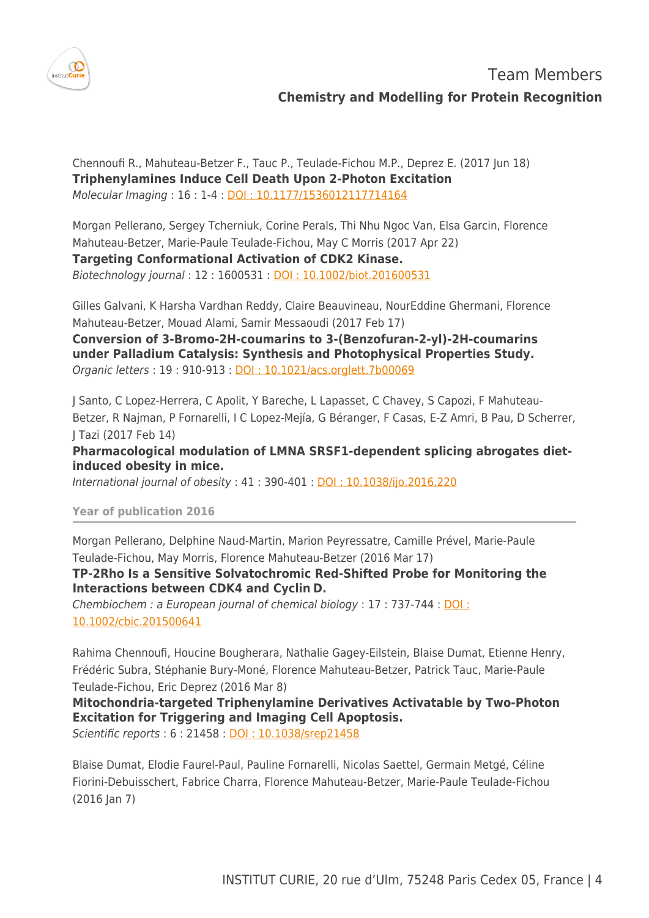Chennoufi R., Mahuteau-Betzer F., Tauc P., Teulade-Fichou M.P., Deprez E. (2017 Jun 18)
**Triphenylamines Induce Cell Death Upon 2-Photon Excitation**
*Molecular Imaging* : 16 : 1-4 : DOI : 10.1177/1536012117714164

Morgan Pellerano, Sergey Tcherniuk, Corine Perals, Thi Nhu Ngoc Van, Elsa Garcin, Florence Mahuteau-Betzer, Marie-Paule Teulade-Fichou, May C Morris (2017 Apr 22)
**Targeting Conformational Activation of CDK2 Kinase.**
*Biotechnology journal* : 12 : 1600531 : DOI : 10.1002/biot.201600531

Gilles Galvani, K Harsha Vardhan Reddy, Claire Beauvineau, NourEddine Ghermani, Florence Mahuteau-Betzer, Mouad Alami, Samir Messaoudi (2017 Feb 17)
**Conversion of 3-Bromo-2H-coumarins to 3-(Benzofuran-2-yl)-2H-coumarins under Palladium Catalysis: Synthesis and Photophysical Properties Study.**
*Organic letters* : 19 : 910-913 : DOI : 10.1021/acs.orglett.7b00069

J Santo, C Lopez-Herrera, C Apolit, Y Bareche, L Lapasset, C Chavey, S Capozi, F Mahuteau-Betzer, R Najman, P Fornarelli, I C Lopez-Mejía, G Béranger, F Casas, E-Z Amri, B Pau, D Scherrer, J Tazi (2017 Feb 14)
**Pharmacological modulation of LMNA SRSF1-dependent splicing abrogates diet-induced obesity in mice.**
*International journal of obesity* : 41 : 390-401 : DOI : 10.1038/ijo.2016.220

**Year of publication 2016**

Morgan Pellerano, Delphine Naud-Martin, Marion Peyressatre, Camille Prével, Marie-Paule Teulade-Fichou, May Morris, Florence Mahuteau-Betzer (2016 Mar 17)
**TP-2Rho Is a Sensitive Solvatochromic Red-Shifted Probe for Monitoring the Interactions between CDK4 and Cyclin D.**
*Chembiochem : a European journal of chemical biology* : 17 : 737-744 : DOI : 10.1002/cbic.201500641

Rahima Chennoufi, Houcine Bougherara, Nathalie Gagey-Eilstein, Blaise Dumat, Etienne Henry, Frédéric Subra, Stéphanie Bury-Moné, Florence Mahuteau-Betzer, Patrick Tauc, Marie-Paule Teulade-Fichou, Eric Deprez (2016 Mar 8)
**Mitochondria-targeted Triphenylamine Derivatives Activatable by Two-Photon Excitation for Triggering and Imaging Cell Apoptosis.**
*Scientific reports* : 6 : 21458 : DOI : 10.1038/srep21458

Blaise Dumat, Elodie Faurel-Paul, Pauline Fornarelli, Nicolas Saettel, Germain Metgé, Céline Fiorini-Debuisschert, Fabrice Charra, Florence Mahuteau-Betzer, Marie-Paule Teulade-Fichou (2016 Jan 7)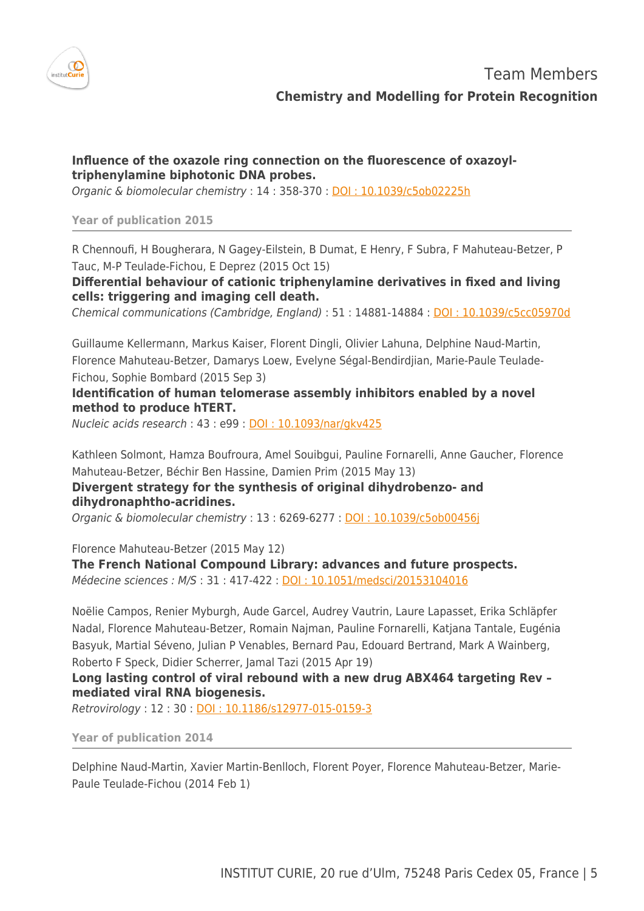**Influence of the oxazole ring connection on the fluorescence of oxazoyl-triphenylamine biphotonic DNA probes.**
*Organic & biomolecular chemistry* : 14 : 358-370 : DOI : 10.1039/c5ob02225h

### Year of publication 2015

R Chennoufi, H Bougherara, N Gagey-Eilstein, B Dumat, E Henry, F Subra, F Mahuteau-Betzer, P Tauc, M-P Teulade-Fichou, E Deprez (2015 Oct 15)
**Differential behaviour of cationic triphenylamine derivatives in fixed and living cells: triggering and imaging cell death.**
*Chemical communications (Cambridge, England)* : 51 : 14881-14884 : DOI : 10.1039/c5cc05970d

Guillaume Kellermann, Markus Kaiser, Florent Dingli, Olivier Lahuna, Delphine Naud-Martin, Florence Mahuteau-Betzer, Damarys Loew, Evelyne Ségal-Bendirdjian, Marie-Paule Teulade-Fichou, Sophie Bombard (2015 Sep 3)
**Identification of human telomerase assembly inhibitors enabled by a novel method to produce hTERT.**
*Nucleic acids research* : 43 : e99 : DOI : 10.1093/nar/gkv425

Kathleen Solmont, Hamza Boufroura, Amel Souibgui, Pauline Fornarelli, Anne Gaucher, Florence Mahuteau-Betzer, Béchir Ben Hassine, Damien Prim (2015 May 13)
**Divergent strategy for the synthesis of original dihydrobenzo- and dihydronaphtho-acridines.**
*Organic & biomolecular chemistry* : 13 : 6269-6277 : DOI : 10.1039/c5ob00456j

Florence Mahuteau-Betzer (2015 May 12)
**The French National Compound Library: advances and future prospects.**
*Médecine sciences : M/S* : 31 : 417-422 : DOI : 10.1051/medsci/20153104016

Noëlie Campos, Renier Myburgh, Aude Garcel, Audrey Vautrin, Laure Lapasset, Erika Schläpfer Nadal, Florence Mahuteau-Betzer, Romain Najman, Pauline Fornarelli, Katjana Tantale, Eugénia Basyuk, Martial Séveno, Julian P Venables, Bernard Pau, Edouard Bertrand, Mark A Wainberg, Roberto F Speck, Didier Scherrer, Jamal Tazi (2015 Apr 19)
**Long lasting control of viral rebound with a new drug ABX464 targeting Rev – mediated viral RNA biogenesis.**
*Retrovirology* : 12 : 30 : DOI : 10.1186/s12977-015-0159-3

### Year of publication 2014

Delphine Naud-Martin, Xavier Martin-Benlloch, Florent Poyer, Florence Mahuteau-Betzer, Marie-Paule Teulade-Fichou (2014 Feb 1)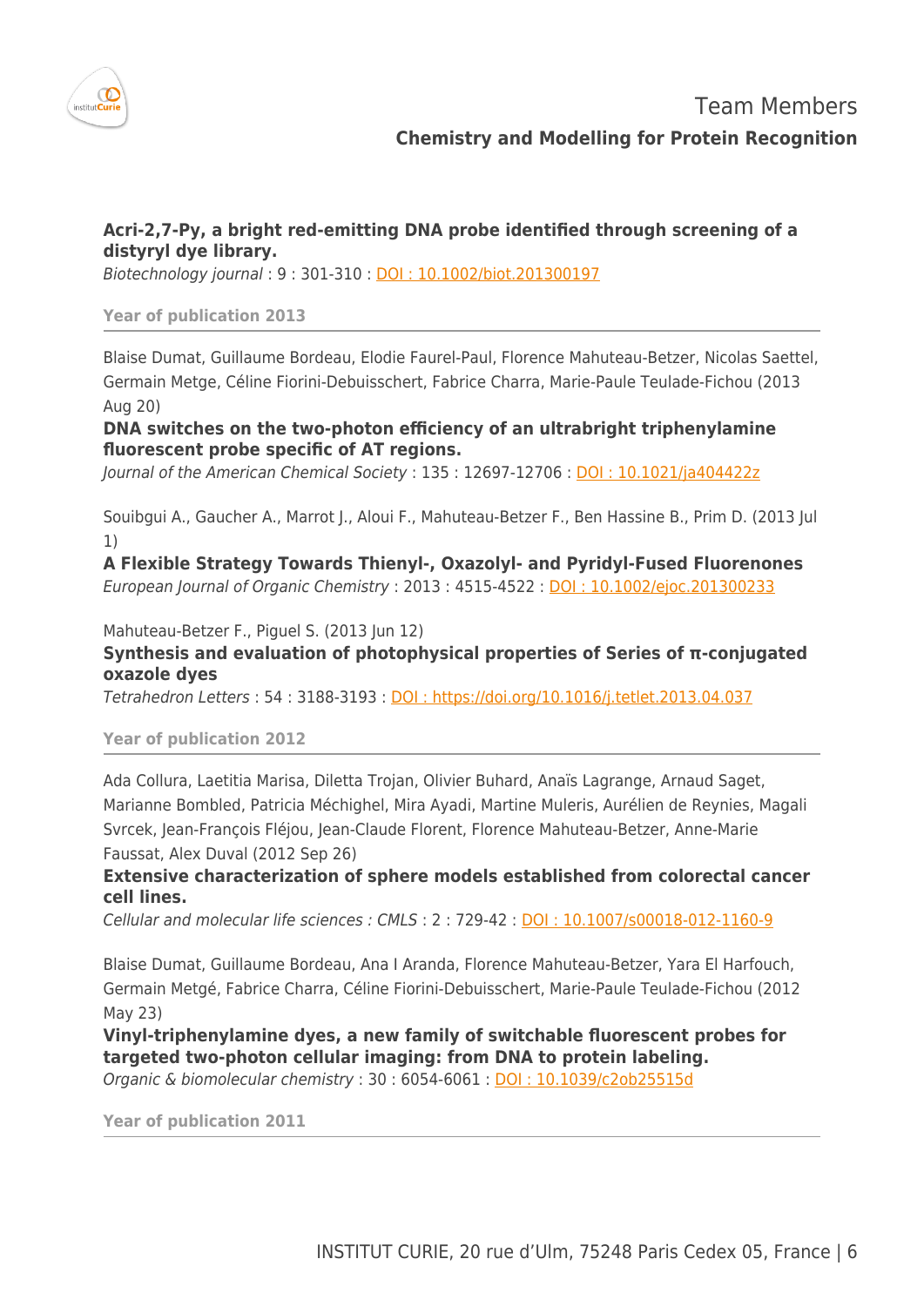**Acri-2,7-Py, a bright red-emitting DNA probe identified through screening of a distyryl dye library.**
*Biotechnology journal* : 9 : 301-310 : [DOI : 10.1002/biot.201300197](https://doi.org/10.1002/biot.201300197)

### Year of publication 2013

Blaise Dumat, Guillaume Bordeau, Elodie Faurel-Paul, Florence Mahuteau-Betzer, Nicolas Saettel, Germain Metge, Céline Fiorini-Debuisschert, Fabrice Charra, Marie-Paule Teulade-Fichou (2013 Aug 20)
**DNA switches on the two-photon efficiency of an ultrabright triphenylamine fluorescent probe specific of AT regions.**
*Journal of the American Chemical Society* : 135 : 12697-12706 : [DOI : 10.1021/ja404422z](https://doi.org/10.1021/ja404422z)

Souibgui A., Gaucher A., Marrot J., Aloui F., Mahuteau-Betzer F., Ben Hassine B., Prim D. (2013 Jul 1)
**A Flexible Strategy Towards Thienyl-, Oxazolyl- and Pyridyl-Fused Fluorenones**
*European Journal of Organic Chemistry* : 2013 : 4515-4522 : [DOI : 10.1002/ejoc.201300233](https://doi.org/10.1002/ejoc.201300233)

Mahuteau-Betzer F., Piguel S. (2013 Jun 12)
**Synthesis and evaluation of photophysical properties of Series of π-conjugated oxazole dyes**
*Tetrahedron Letters* : 54 : 3188-3193 : [DOI : https://doi.org/10.1016/j.tetlet.2013.04.037](https://doi.org/10.1016/j.tetlet.2013.04.037)

### Year of publication 2012

Ada Collura, Laetitia Marisa, Diletta Trojan, Olivier Buhard, Anaïs Lagrange, Arnaud Saget, Marianne Bombled, Patricia Méchighel, Mira Ayadi, Martine Muleris, Aurélien de Reynies, Magali Svrcek, Jean-François Fléjou, Jean-Claude Florent, Florence Mahuteau-Betzer, Anne-Marie Faussat, Alex Duval (2012 Sep 26)
**Extensive characterization of sphere models established from colorectal cancer cell lines.**
*Cellular and molecular life sciences : CMLS* : 2 : 729-42 : [DOI : 10.1007/s00018-012-1160-9](https://doi.org/10.1007/s00018-012-1160-9)

Blaise Dumat, Guillaume Bordeau, Ana I Aranda, Florence Mahuteau-Betzer, Yara El Harfouch, Germain Metgé, Fabrice Charra, Céline Fiorini-Debuisschert, Marie-Paule Teulade-Fichou (2012 May 23)
**Vinyl-triphenylamine dyes, a new family of switchable fluorescent probes for targeted two-photon cellular imaging: from DNA to protein labeling.**
*Organic & biomolecular chemistry* : 30 : 6054-6061 : [DOI : 10.1039/c2ob25515d](https://doi.org/10.1039/c2ob25515d)

### Year of publication 2011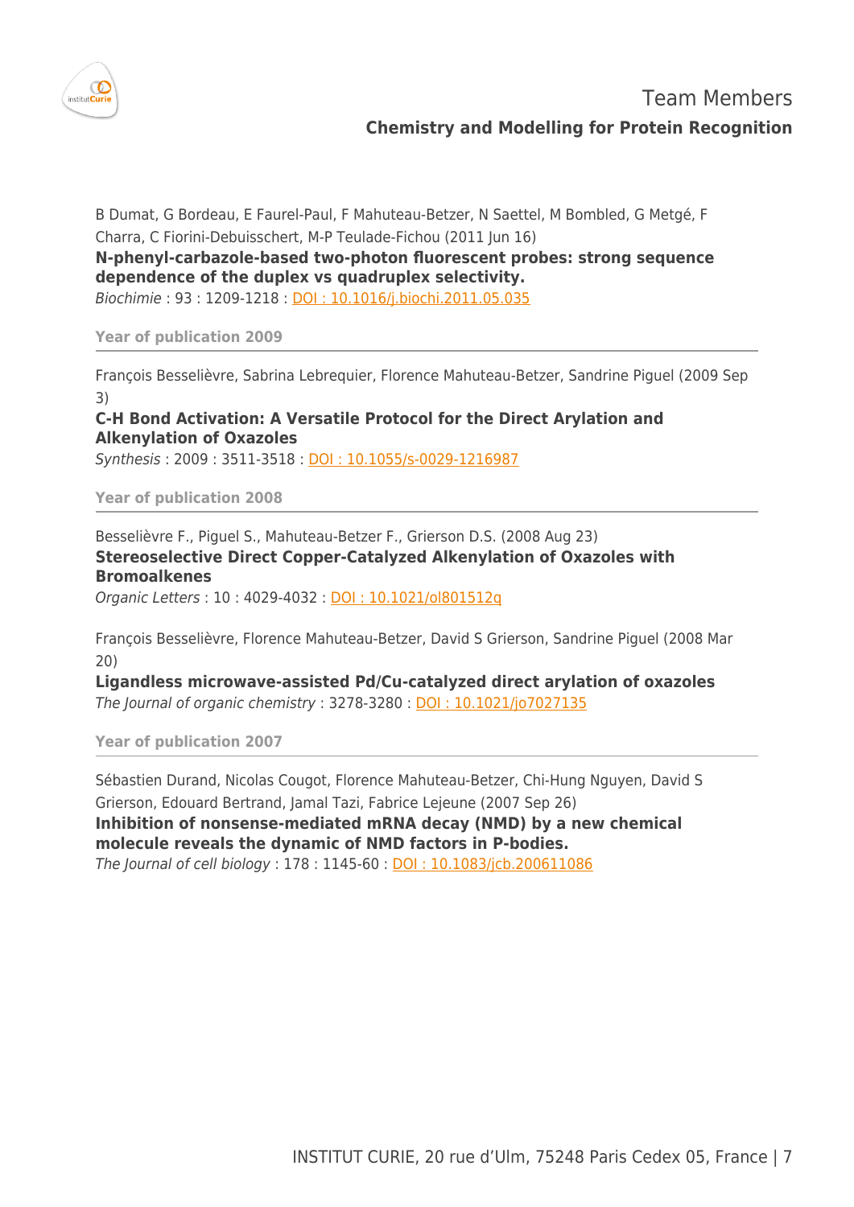B Dumat, G Bordeau, E Faurel-Paul, F Mahuteau-Betzer, N Saettel, M Bombled, G Metgé, F Charra, C Fiorini-Debuisschert, M-P Teulade-Fichou (2011 Jun 16)

**N-phenyl-carbazole-based two-photon fluorescent probes: strong sequence dependence of the duplex vs quadruplex selectivity.**

*Biochimie* : 93 : 1209-1218 : DOI : 10.1016/j.biochi.2011.05.035

### Year of publication 2009

François Besselièvre, Sabrina Lebrequier, Florence Mahuteau-Betzer, Sandrine Piguel (2009 Sep 3)

**C-H Bond Activation: A Versatile Protocol for the Direct Arylation and Alkenylation of Oxazoles**

*Synthesis* : 2009 : 3511-3518 : DOI : 10.1055/s-0029-1216987

### Year of publication 2008

Besselièvre F., Piguel S., Mahuteau-Betzer F., Grierson D.S. (2008 Aug 23)

**Stereoselective Direct Copper-Catalyzed Alkenylation of Oxazoles with Bromoalkenes**

*Organic Letters* : 10 : 4029-4032 : DOI : 10.1021/ol801512q

François Besselièvre, Florence Mahuteau-Betzer, David S Grierson, Sandrine Piguel (2008 Mar 20)

**Ligandless microwave-assisted Pd/Cu-catalyzed direct arylation of oxazoles**

*The Journal of organic chemistry* : 3278-3280 : DOI : 10.1021/jo7027135

### Year of publication 2007

Sébastien Durand, Nicolas Cougot, Florence Mahuteau-Betzer, Chi-Hung Nguyen, David S Grierson, Edouard Bertrand, Jamal Tazi, Fabrice Lejeune (2007 Sep 26)

**Inhibition of nonsense-mediated mRNA decay (NMD) by a new chemical molecule reveals the dynamic of NMD factors in P-bodies.**

*The Journal of cell biology* : 178 : 1145-60 : DOI : 10.1083/jcb.200611086